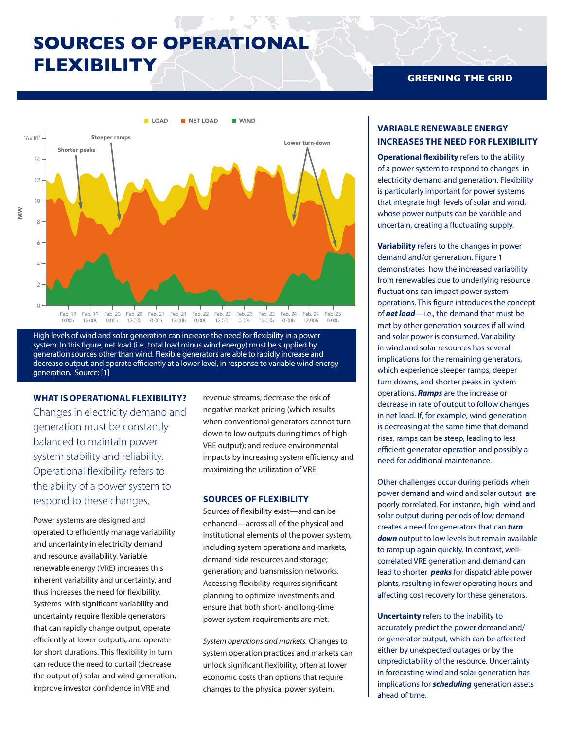# SOURCES OF OPERATIONAL FLEXIBILITY

**GREENING THE GRID**

High levels of wind and solar generation can increase the need for flexibility in a power system. In this figure, net load (i.e., total load minus wind energy) must be supplied by generation sources other than wind. Flexible generators are able to rapidly increase and decrease output, and operate efficiently at a lower level, in response to variable wind energy generation. Source: [1]

## WHAT IS OPERATIONAL FLEXIBILITY?

Changes in electricity demand and generation must be constantly balanced to maintain power system stability and reliability. Operational flexibility refers to the ability of a power system to respond to these changes.

Power systems are designed and operated to efficiently manage variability and uncertainty in electricity demand and resource availability. Variable renewable energy (VRE) increases this inherent variability and uncertainty, and thus increases the need for flexibility. Systems with significant variability and uncertainty require flexible generators that can rapidly change output, operate efficiently at lower outputs, and operate for short durations. This flexibility in turn can reduce the need to curtail (decrease the output of) solar and wind generation; improve investor confidence in VRE and revenue streams; decrease the risk of negative market pricing (which results when conventional generators cannot turn down to low outputs during times of high VRE output); and reduce environmental impacts by increasing system efficiency and maximizing the utilization of VRE.

## SOURCES OF FLEXIBILITY

Sources of flexibility exist—and can be enhanced—across all of the physical and institutional elements of the power system, including system operations and markets, demand-side resources and storage; generation; and transmission networks. Accessing flexibility requires significant planning to optimize investments and ensure that both short- and long-time power system requirements are met.

*System operations and markets.* Changes to system operation practices and markets can unlock significant flexibility, often at lower economic costs than options that require changes to the physical power system.

## VARIABLE RENEWABLE ENERGY INCREASES THE NEED FOR FLEXIBILITY

**Operational flexibility** refers to the ability of a power system to respond to changes in electricity demand and generation. Flexibility is particularly important for power systems that integrate high levels of solar and wind, whose power outputs can be variable and uncertain, creating a fluctuating supply.

**Variability** refers to the changes in power demand and/or generation. Figure 1 demonstrates how the increased variability from renewables due to underlying resource fluctuations can impact power system operations. This figure introduces the concept of ***net load***—i.e., the demand that must be met by other generation sources if all wind and solar power is consumed. Variability in wind and solar resources has several implications for the remaining generators, which experience steeper ramps, deeper turn downs, and shorter peaks in system operations. ***Ramps*** are the increase or decrease in rate of output to follow changes in net load. If, for example, wind generation is decreasing at the same time that demand rises, ramps can be steep, leading to less efficient generator operation and possibly a need for additional maintenance.

Other challenges occur during periods when power demand and wind and solar output are poorly correlated. For instance, high wind and solar output during periods of low demand creates a need for generators that can ***turn down*** output to low levels but remain available to ramp up again quickly. In contrast, well-correlated VRE generation and demand can lead to shorter ***peaks*** for dispatchable power plants, resulting in fewer operating hours and affecting cost recovery for these generators.

**Uncertainty** refers to the inability to accurately predict the power demand and/or generator output, which can be affected either by unexpected outages or by the unpredictability of the resource. Uncertainty in forecasting wind and solar generation has implications for ***scheduling*** generation assets ahead of time.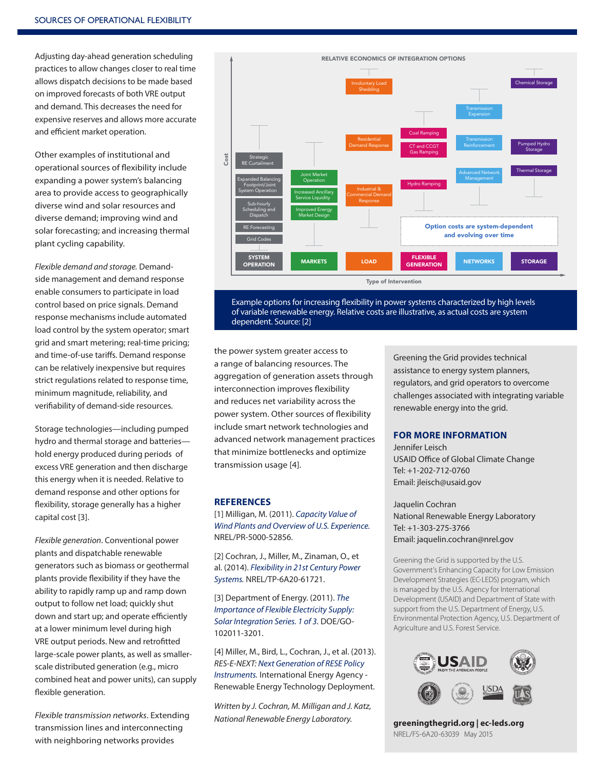Adjusting day-ahead generation scheduling practices to allow changes closer to real time allows dispatch decisions to be made based on improved forecasts of both VRE output and demand. This decreases the need for expensive reserves and allows more accurate and efficient market operation.

Other examples of institutional and operational sources of flexibility include expanding a power system's balancing area to provide access to geographically diverse wind and solar resources and diverse demand; improving wind and solar forecasting; and increasing thermal plant cycling capability.

*Flexible demand and storage.* Demand-side management and demand response enable consumers to participate in load control based on price signals. Demand response mechanisms include automated load control by the system operator; smart grid and smart metering; real-time pricing; and time-of-use tariffs. Demand response can be relatively inexpensive but requires strict regulations related to response time, minimum magnitude, reliability, and verifiability of demand-side resources.

Storage technologies—including pumped hydro and thermal storage and batteries—hold energy produced during periods of excess VRE generation and then discharge this energy when it is needed. Relative to demand response and other options for flexibility, storage generally has a higher capital cost [3].

*Flexible generation*. Conventional power plants and dispatchable renewable generators such as biomass or geothermal plants provide flexibility if they have the ability to rapidly ramp up and ramp down output to follow net load; quickly shut down and start up; and operate efficiently at a lower minimum level during high VRE output periods. New and retrofitted large-scale power plants, as well as smaller-scale distributed generation (e.g., micro combined heat and power units), can supply flexible generation.

*Flexible transmission networks*. Extending transmission lines and interconnecting with neighboring networks provides the power system greater access to a range of balancing resources. The aggregation of generation assets through interconnection improves flexibility and reduces net variability across the power system. Other sources of flexibility include smart network technologies and advanced network management practices that minimize bottlenecks and optimize transmission usage [4].

RELATIVE ECONOMICS OF INTEGRATION OPTIONS

Cost

Type of Intervention

SYSTEM OPERATION: Strategic RE Curtailment; Expanded Balancing Footprint/Joint System Operation; Sub-hourly Scheduling and Dispatch; RE Forecasting; Grid Codes

MARKETS: Joint Market Operation; Increased Ancillary Service Liquidity; Improved Energy Market Design

LOAD: Involuntary Load Shedding; Residential Demand Response; Industrial & Commercial Demand Response

FLEXIBLE GENERATION: Coal Ramping; CT and CCGT Gas Ramping; Hydro Ramping

NETWORKS: Transmission Expansion; Transmission Reinforcement; Advanced Network Management

STORAGE: Chemical Storage; Pumped Hydro Storage; Thermal Storage

Option costs are system-dependent and evolving over time

Example options for increasing flexibility in power systems characterized by high levels of variable renewable energy. Relative costs are illustrative, as actual costs are system dependent. Source: [2]

## REFERENCES

[1] Milligan, M. (2011). *Capacity Value of Wind Plants and Overview of U.S. Experience.* NREL/PR-5000-52856.

[2] Cochran, J., Miller, M., Zinaman, O., et al. (2014). *Flexibility in 21st Century Power Systems.* NREL/TP-6A20-61721.

[3] Department of Energy. (2011). *The Importance of Flexible Electricity Supply: Solar Integration Series. 1 of 3.* DOE/GO-102011-3201.

[4] Miller, M., Bird, L., Cochran, J., et al. (2013). *RES-E-NEXT: Next Generation of RESE Policy Instruments.* International Energy Agency - Renewable Energy Technology Deployment.

*Written by J. Cochran, M. Milligan and J. Katz, National Renewable Energy Laboratory.*

Greening the Grid provides technical assistance to energy system planners, regulators, and grid operators to overcome challenges associated with integrating variable renewable energy into the grid.

## FOR MORE INFORMATION

Jennifer Leisch
USAID Office of Global Climate Change
Tel: +1-202-712-0760
Email: jleisch@usaid.gov

Jaquelin Cochran
National Renewable Energy Laboratory
Tel: +1-303-275-3766
Email: jaquelin.cochran@nrel.gov

Greening the Grid is supported by the U.S. Government's Enhancing Capacity for Low Emission Development Strategies (EC-LEDS) program, which is managed by the U.S. Agency for International Development (USAID) and Department of State with support from the U.S. Department of Energy, U.S. Environmental Protection Agency, U.S. Department of Agriculture and U.S. Forest Service.

**greeningthegrid.org | ec-leds.org**
NREL/FS-6A20-63039 May 2015